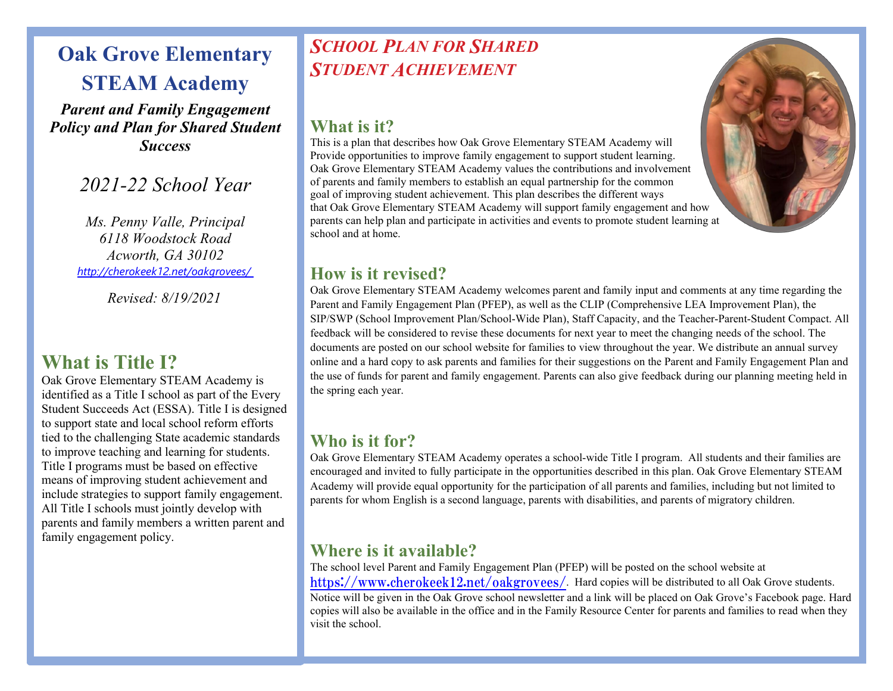# Oak Grove Elementary STEAM Academy

***Parent and Family Engagement Policy and Plan for Shared Student Success***

*2021-22 School Year*

*Ms. Penny Valle, Principal*
*6118 Woodstock Road*
*Acworth, GA 30102*
*http://cherokeek12.net/oakgrovees/*

*Revised: 8/19/2021*

## What is Title I?

Oak Grove Elementary STEAM Academy is identified as a Title I school as part of the Every Student Succeeds Act (ESSA). Title I is designed to support state and local school reform efforts tied to the challenging State academic standards to improve teaching and learning for students. Title I programs must be based on effective means of improving student achievement and include strategies to support family engagement. All Title I schools must jointly develop with parents and family members a written parent and family engagement policy.

# *School Plan for Shared Student Achievement*

## What is it?

This is a plan that describes how Oak Grove Elementary STEAM Academy will Provide opportunities to improve family engagement to support student learning. Oak Grove Elementary STEAM Academy values the contributions and involvement of parents and family members to establish an equal partnership for the common goal of improving student achievement. This plan describes the different ways that Oak Grove Elementary STEAM Academy will support family engagement and how parents can help plan and participate in activities and events to promote student learning at school and at home.

## How is it revised?

Oak Grove Elementary STEAM Academy welcomes parent and family input and comments at any time regarding the Parent and Family Engagement Plan (PFEP), as well as the CLIP (Comprehensive LEA Improvement Plan), the SIP/SWP (School Improvement Plan/School-Wide Plan), Staff Capacity, and the Teacher-Parent-Student Compact. All feedback will be considered to revise these documents for next year to meet the changing needs of the school. The documents are posted on our school website for families to view throughout the year. We distribute an annual survey online and a hard copy to ask parents and families for their suggestions on the Parent and Family Engagement Plan and the use of funds for parent and family engagement. Parents can also give feedback during our planning meeting held in the spring each year.

## Who is it for?

Oak Grove Elementary STEAM Academy operates a school-wide Title I program. All students and their families are encouraged and invited to fully participate in the opportunities described in this plan. Oak Grove Elementary STEAM Academy will provide equal opportunity for the participation of all parents and families, including but not limited to parents for whom English is a second language, parents with disabilities, and parents of migratory children.

## Where is it available?

The school level Parent and Family Engagement Plan (PFEP) will be posted on the school website at https://www.cherokeek12.net/oakgrovees/. Hard copies will be distributed to all Oak Grove students. Notice will be given in the Oak Grove school newsletter and a link will be placed on Oak Grove's Facebook page. Hard copies will also be available in the office and in the Family Resource Center for parents and families to read when they visit the school.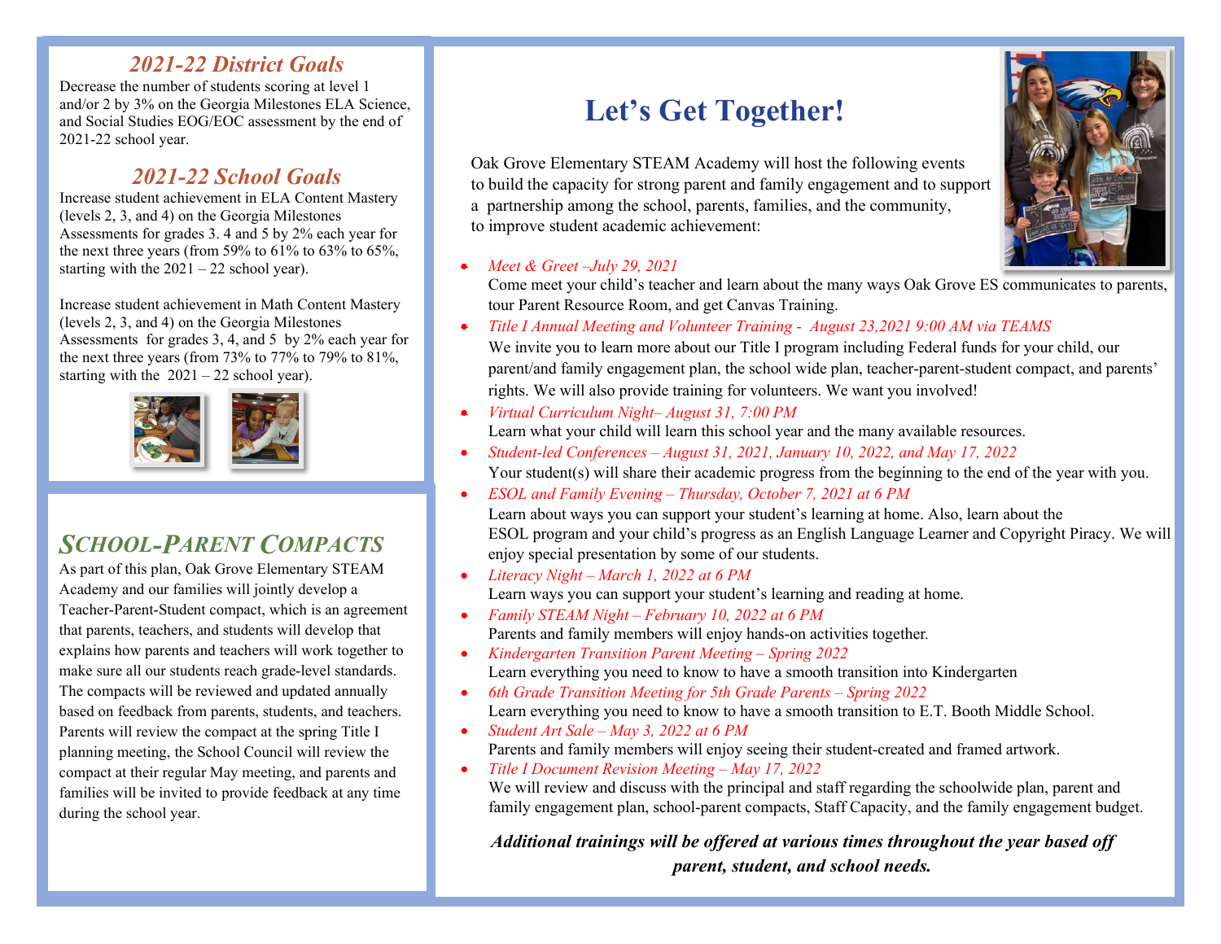## *2021-22 District Goals*

Decrease the number of students scoring at level 1 and/or 2 by 3% on the Georgia Milestones ELA Science, and Social Studies EOG/EOC assessment by the end of 2021-22 school year.

## *2021-22 School Goals*

Increase student achievement in ELA Content Mastery (levels 2, 3, and 4) on the Georgia Milestones Assessments for grades 3. 4 and 5 by 2% each year for the next three years (from 59% to 61% to 63% to 65%, starting with the 2021 – 22 school year).

Increase student achievement in Math Content Mastery (levels 2, 3, and 4) on the Georgia Milestones Assessments for grades 3, 4, and 5 by 2% each year for the next three years (from 73% to 77% to 79% to 81%, starting with the 2021 – 22 school year).

## *SCHOOL-PARENT COMPACTS*

As part of this plan, Oak Grove Elementary STEAM Academy and our families will jointly develop a Teacher-Parent-Student compact, which is an agreement that parents, teachers, and students will develop that explains how parents and teachers will work together to make sure all our students reach grade-level standards. The compacts will be reviewed and updated annually based on feedback from parents, students, and teachers. Parents will review the compact at the spring Title I planning meeting, the School Council will review the compact at their regular May meeting, and parents and families will be invited to provide feedback at any time during the school year.

# Let's Get Together!

Oak Grove Elementary STEAM Academy will host the following events to build the capacity for strong parent and family engagement and to support a partnership among the school, parents, families, and the community, to improve student academic achievement:

- *Meet & Greet –July 29, 2021*
  Come meet your child's teacher and learn about the many ways Oak Grove ES communicates to parents, tour Parent Resource Room, and get Canvas Training.
- *Title I Annual Meeting and Volunteer Training - August 23,2021 9:00 AM via TEAMS*
  We invite you to learn more about our Title I program including Federal funds for your child, our parent/and family engagement plan, the school wide plan, teacher-parent-student compact, and parents' rights. We will also provide training for volunteers. We want you involved!
- *Virtual Curriculum Night– August 31, 7:00 PM*
  Learn what your child will learn this school year and the many available resources.
- *Student-led Conferences – August 31, 2021, January 10, 2022, and May 17, 2022*
  Your student(s) will share their academic progress from the beginning to the end of the year with you.
- *ESOL and Family Evening – Thursday, October 7, 2021 at 6 PM*
  Learn about ways you can support your student's learning at home. Also, learn about the ESOL program and your child's progress as an English Language Learner and Copyright Piracy. We will enjoy special presentation by some of our students.
- *Literacy Night – March 1, 2022 at 6 PM*
  Learn ways you can support your student's learning and reading at home.
- *Family STEAM Night – February 10, 2022 at 6 PM*
  Parents and family members will enjoy hands-on activities together.
- *Kindergarten Transition Parent Meeting – Spring 2022*
  Learn everything you need to know to have a smooth transition into Kindergarten
- *6th Grade Transition Meeting for 5th Grade Parents – Spring 2022*
  Learn everything you need to know to have a smooth transition to E.T. Booth Middle School.
- *Student Art Sale – May 3, 2022 at 6 PM*
  Parents and family members will enjoy seeing their student-created and framed artwork.
- *Title I Document Revision Meeting – May 17, 2022*
  We will review and discuss with the principal and staff regarding the schoolwide plan, parent and family engagement plan, school-parent compacts, Staff Capacity, and the family engagement budget.

***Additional trainings will be offered at various times throughout the year based off parent, student, and school needs.***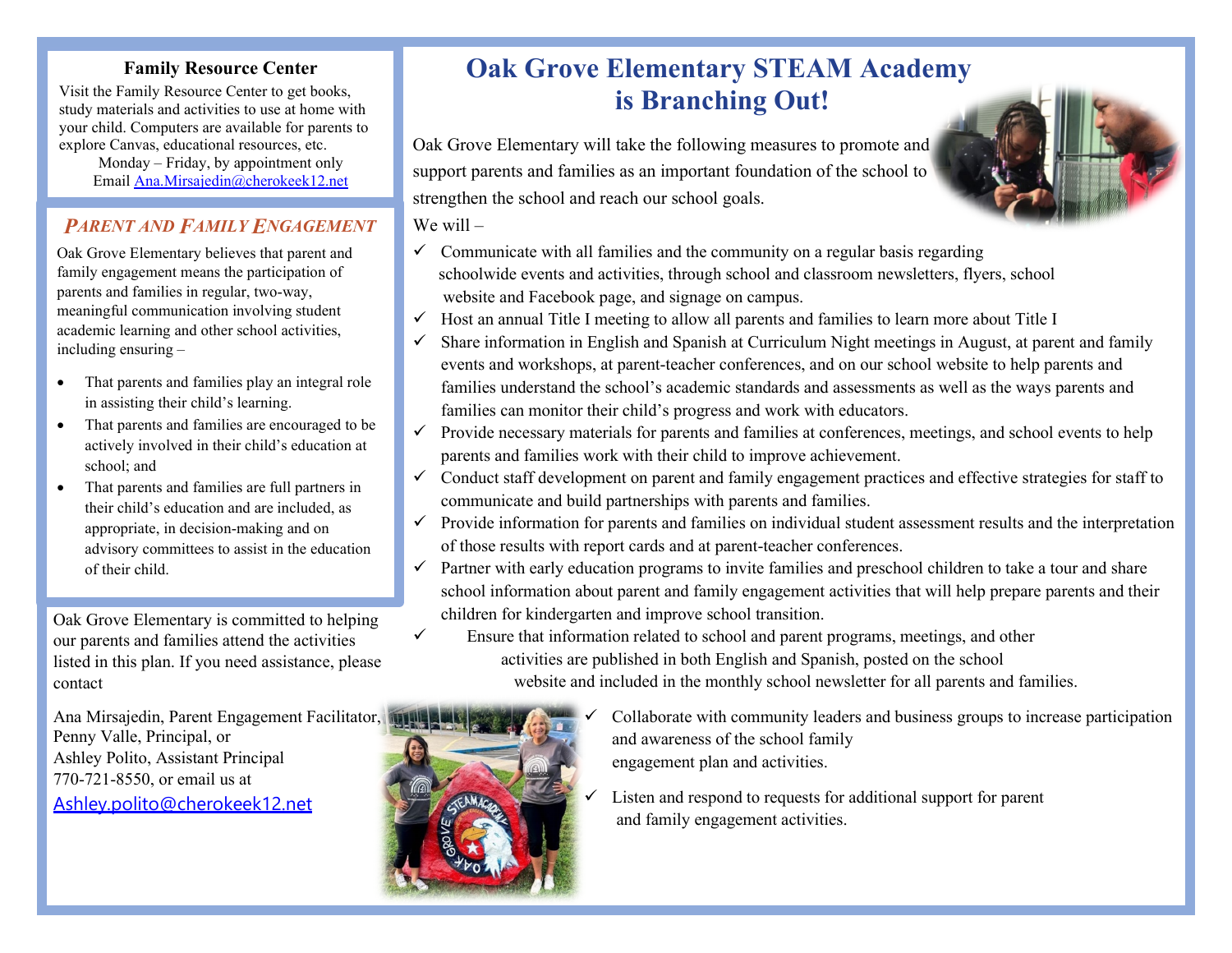## Family Resource Center

Visit the Family Resource Center to get books, study materials and activities to use at home with your child. Computers are available for parents to explore Canvas, educational resources, etc.

Monday – Friday, by appointment only
Email Ana.Mirsajedin@cherokeek12.net

## *Parent and Family Engagement*

Oak Grove Elementary believes that parent and family engagement means the participation of parents and families in regular, two-way, meaningful communication involving student academic learning and other school activities, including ensuring –

- That parents and families play an integral role in assisting their child's learning.
- That parents and families are encouraged to be actively involved in their child's education at school; and
- That parents and families are full partners in their child's education and are included, as appropriate, in decision-making and on advisory committees to assist in the education of their child.

Oak Grove Elementary is committed to helping our parents and families attend the activities listed in this plan. If you need assistance, please contact

Ana Mirsajedin, Parent Engagement Facilitator,
Penny Valle, Principal, or
Ashley Polito, Assistant Principal
770-721-8550, or email us at
Ashley.polito@cherokeek12.net

# Oak Grove Elementary STEAM Academy is Branching Out!

Oak Grove Elementary will take the following measures to promote and support parents and families as an important foundation of the school to strengthen the school and reach our school goals.

We will –

- ✓ Communicate with all families and the community on a regular basis regarding schoolwide events and activities, through school and classroom newsletters, flyers, school website and Facebook page, and signage on campus.
- ✓ Host an annual Title I meeting to allow all parents and families to learn more about Title I
- ✓ Share information in English and Spanish at Curriculum Night meetings in August, at parent and family events and workshops, at parent-teacher conferences, and on our school website to help parents and families understand the school's academic standards and assessments as well as the ways parents and families can monitor their child's progress and work with educators.
- ✓ Provide necessary materials for parents and families at conferences, meetings, and school events to help parents and families work with their child to improve achievement.
- ✓ Conduct staff development on parent and family engagement practices and effective strategies for staff to communicate and build partnerships with parents and families.
- ✓ Provide information for parents and families on individual student assessment results and the interpretation of those results with report cards and at parent-teacher conferences.
- ✓ Partner with early education programs to invite families and preschool children to take a tour and share school information about parent and family engagement activities that will help prepare parents and their children for kindergarten and improve school transition.
- ✓ Ensure that information related to school and parent programs, meetings, and other activities are published in both English and Spanish, posted on the school website and included in the monthly school newsletter for all parents and families.
- ✓ Collaborate with community leaders and business groups to increase participation and awareness of the school family engagement plan and activities.
- ✓ Listen and respond to requests for additional support for parent and family engagement activities.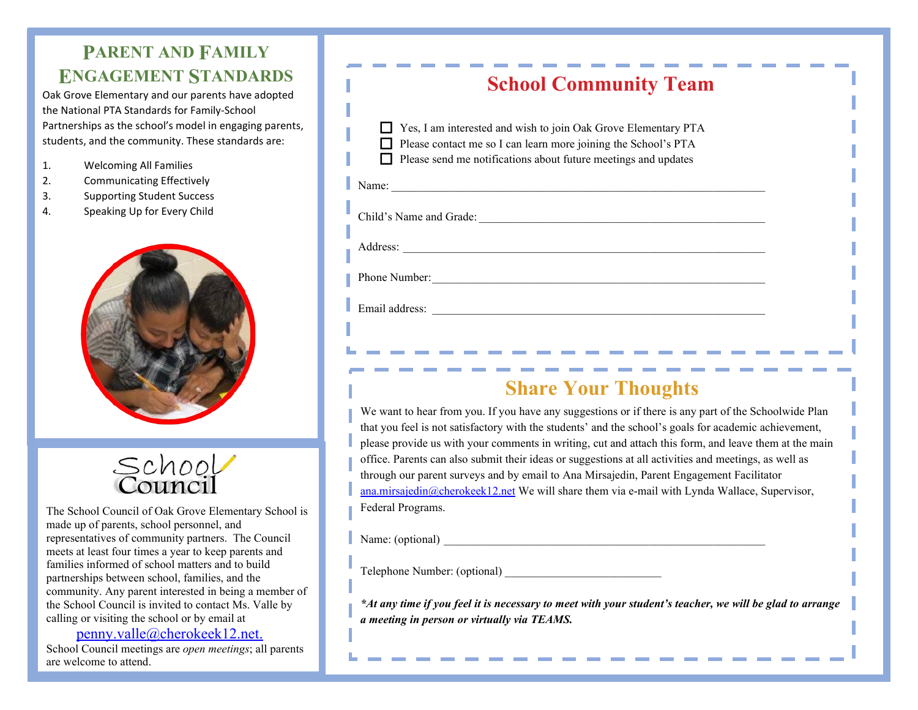## Parent and Family Engagement Standards

Oak Grove Elementary and our parents have adopted the National PTA Standards for Family-School Partnerships as the school's model in engaging parents, students, and the community. These standards are:

1. Welcoming All Families
2. Communicating Effectively
3. Supporting Student Success
4. Speaking Up for Every Child

## School Council

The School Council of Oak Grove Elementary School is made up of parents, school personnel, and representatives of community partners. The Council meets at least four times a year to keep parents and families informed of school matters and to build partnerships between school, families, and the community. Any parent interested in being a member of the School Council is invited to contact Ms. Valle by calling or visiting the school or by email at

penny.valle@cherokeek12.net.

School Council meetings are *open meetings*; all parents are welcome to attend.

## School Community Team

- ☐ Yes, I am interested and wish to join Oak Grove Elementary PTA
- ☐ Please contact me so I can learn more joining the School's PTA
- ☐ Please send me notifications about future meetings and updates

Name: ___________________________________________

Child's Name and Grade: ___________________________________________

Address: ___________________________________________

Phone Number: ___________________________________________

Email address: ___________________________________________

## Share Your Thoughts

We want to hear from you. If you have any suggestions or if there is any part of the Schoolwide Plan that you feel is not satisfactory with the students' and the school's goals for academic achievement, please provide us with your comments in writing, cut and attach this form, and leave them at the main office. Parents can also submit their ideas or suggestions at all activities and meetings, as well as through our parent surveys and by email to Ana Mirsajedin, Parent Engagement Facilitator ana.mirsajedin@cherokeek12.net We will share them via e-mail with Lynda Wallace, Supervisor, Federal Programs.

Name: (optional) ___________________________________________

Telephone Number: (optional) ___________________________

***At any time if you feel it is necessary to meet with your student's teacher, we will be glad to arrange a meeting in person or virtually via TEAMS.***